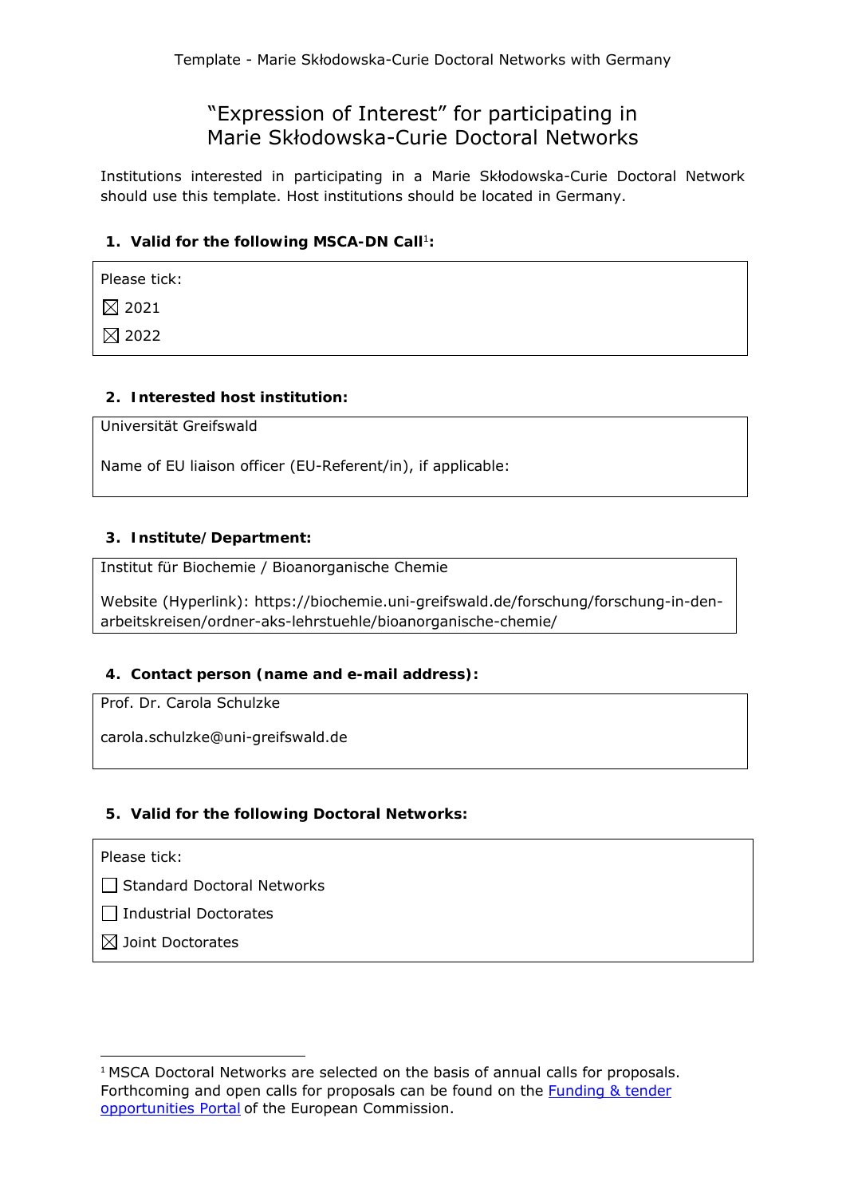# "Expression of Interest" for participating in Marie Skłodowska-Curie Doctoral Networks

Institutions interested in participating in a Marie Skłodowska-Curie Doctoral Network should use this template. Host institutions should be located in Germany.

## 1. Valid for the following MSCA-DN Call[1]:

Please tick:

☒ 2021

☒ 2022

## 2. Interested host institution:

Universität Greifswald

Name of EU liaison officer (EU-Referent/in), if applicable:

## 3. Institute/Department:

Institut für Biochemie / Bioanorganische Chemie

Website (Hyperlink): https://biochemie.uni-greifswald.de/forschung/forschung-in-den-arbeitskreisen/ordner-aks-lehrstuehle/bioanorganische-chemie/

## 4. Contact person (name and e-mail address):

Prof. Dr. Carola Schulzke

carola.schulzke@uni-greifswald.de

## 5. Valid for the following Doctoral Networks:

Please tick:

☐ Standard Doctoral Networks

☐ Industrial Doctorates

☒ Joint Doctorates

---

[1] MSCA Doctoral Networks are selected on the basis of annual calls for proposals. Forthcoming and open calls for proposals can be found on the [Funding & tender opportunities Portal]() of the European Commission.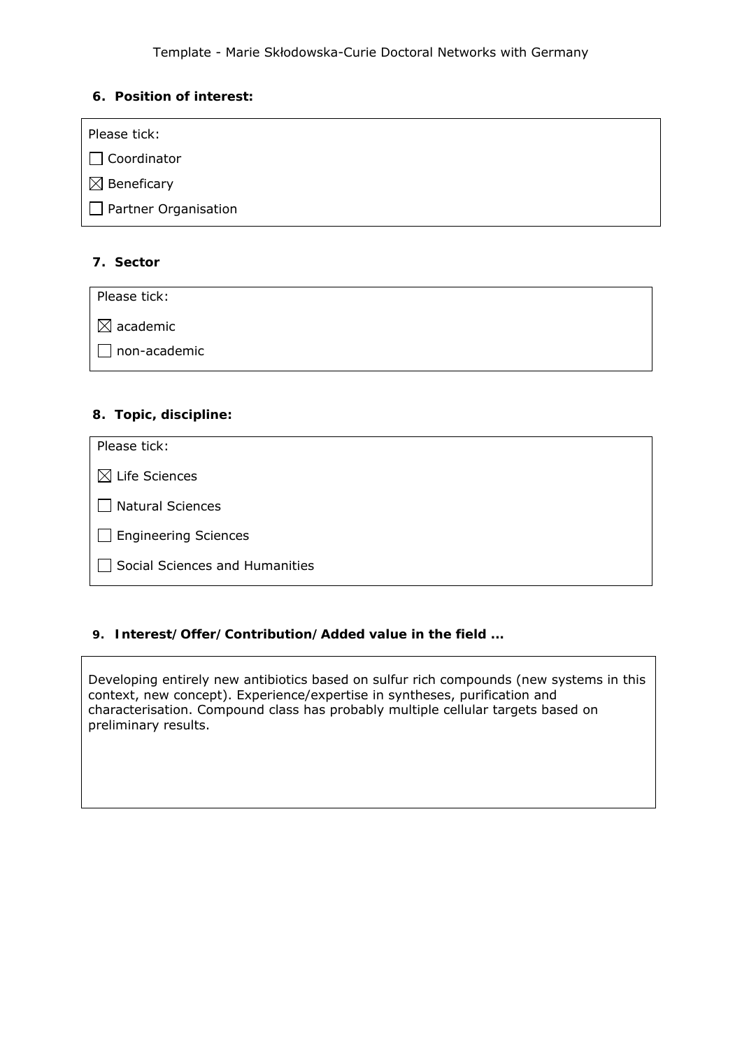**6. Position of interest:**

Please tick:

☐ Coordinator

☒ Beneficary

☐ Partner Organisation

**7. Sector**

Please tick:

☒ academic

☐ non-academic

**8. Topic, discipline:**

Please tick:

☒ Life Sciences

☐ Natural Sciences

☐ Engineering Sciences

☐ Social Sciences and Humanities

**9. Interest/Offer/Contribution/Added value in the field ...**

Developing entirely new antibiotics based on sulfur rich compounds (new systems in this context, new concept). Experience/expertise in syntheses, purification and characterisation. Compound class has probably multiple cellular targets based on preliminary results.